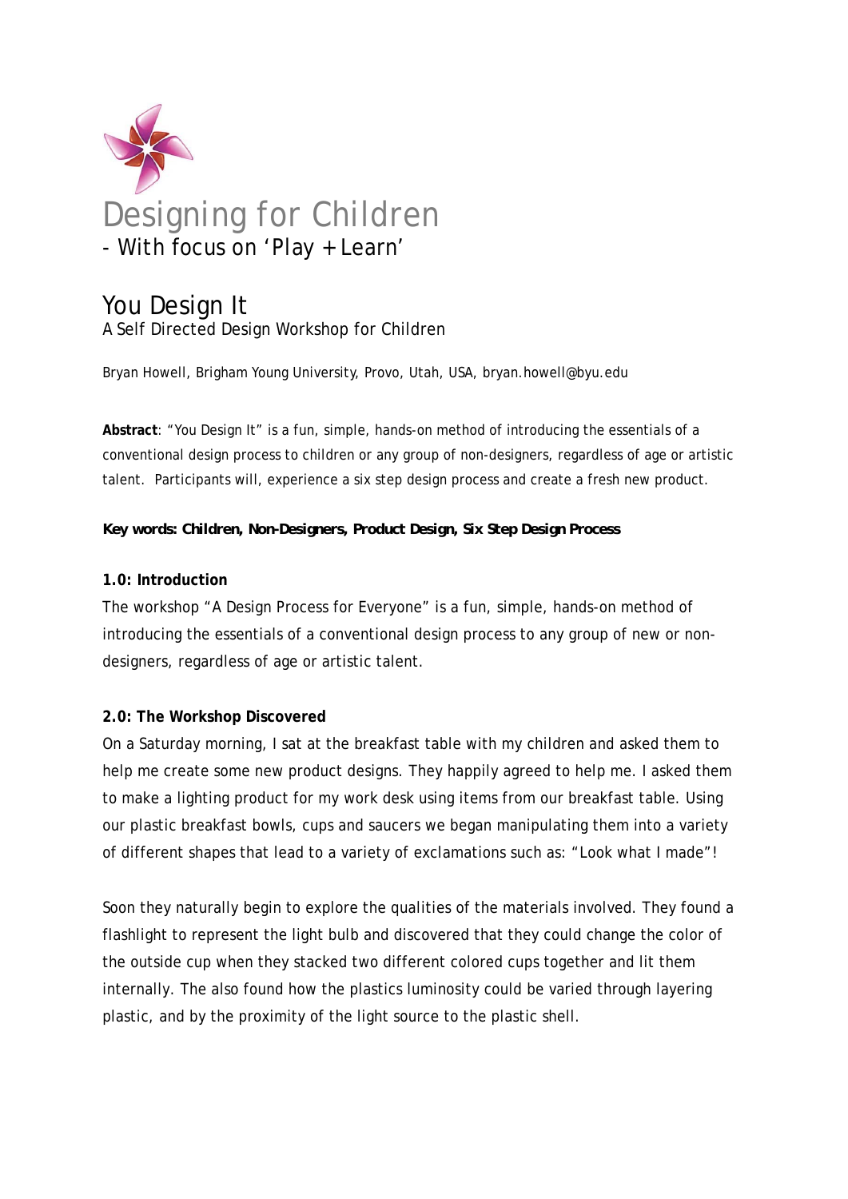# Designing for Children
- With focus on 'Play + Learn'

## You Design It
A Self Directed Design Workshop for Children

Bryan Howell, Brigham Young University, Provo, Utah, USA, bryan.howell@byu.edu

**Abstract**: "You Design It" is a fun, simple, hands-on method of introducing the essentials of a conventional design process to children or any group of non-designers, regardless of age or artistic talent. Participants will, experience a six step design process and create a fresh new product.

**Key words: Children, Non-Designers, Product Design, Six Step Design Process**

### 1.0: Introduction

The workshop "A Design Process for Everyone" is a fun, simple, hands-on method of introducing the essentials of a conventional design process to any group of new or non-designers, regardless of age or artistic talent.

### 2.0: The Workshop Discovered

On a Saturday morning, I sat at the breakfast table with my children and asked them to help me create some new product designs. They happily agreed to help me. I asked them to make a lighting product for my work desk using items from our breakfast table. Using our plastic breakfast bowls, cups and saucers we began manipulating them into a variety of different shapes that lead to a variety of exclamations such as: "Look what I made"!

Soon they naturally begin to explore the qualities of the materials involved. They found a flashlight to represent the light bulb and discovered that they could change the color of the outside cup when they stacked two different colored cups together and lit them internally. The also found how the plastics luminosity could be varied through layering plastic, and by the proximity of the light source to the plastic shell.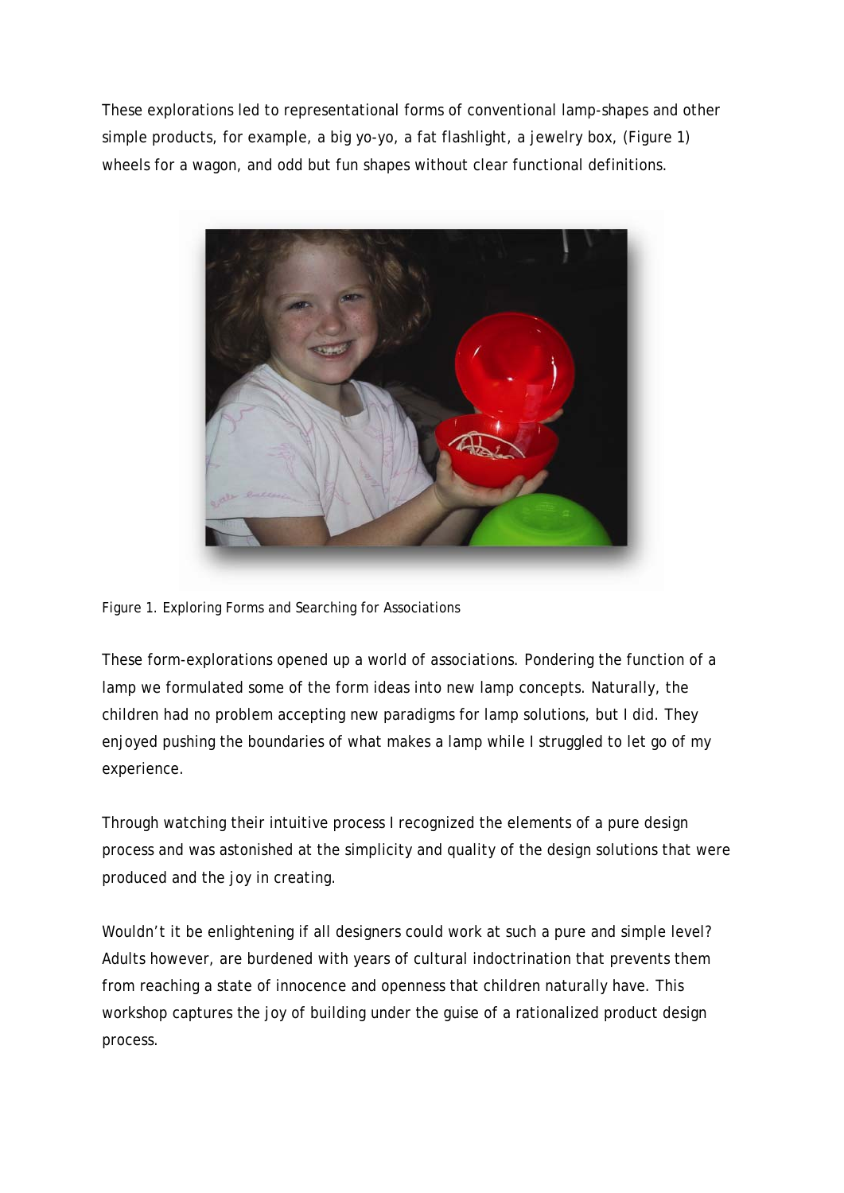These explorations led to representational forms of conventional lamp-shapes and other simple products, for example, a big yo-yo, a fat flashlight, a jewelry box, (Figure 1) wheels for a wagon, and odd but fun shapes without clear functional definitions.

Figure 1. Exploring Forms and Searching for Associations

These form-explorations opened up a world of associations. Pondering the function of a lamp we formulated some of the form ideas into new lamp concepts. Naturally, the children had no problem accepting new paradigms for lamp solutions, but I did. They enjoyed pushing the boundaries of what makes a lamp while I struggled to let go of my experience.

Through watching their intuitive process I recognized the elements of a pure design process and was astonished at the simplicity and quality of the design solutions that were produced and the joy in creating.

Wouldn't it be enlightening if all designers could work at such a pure and simple level? Adults however, are burdened with years of cultural indoctrination that prevents them from reaching a state of innocence and openness that children naturally have. This workshop captures the joy of building under the guise of a rationalized product design process.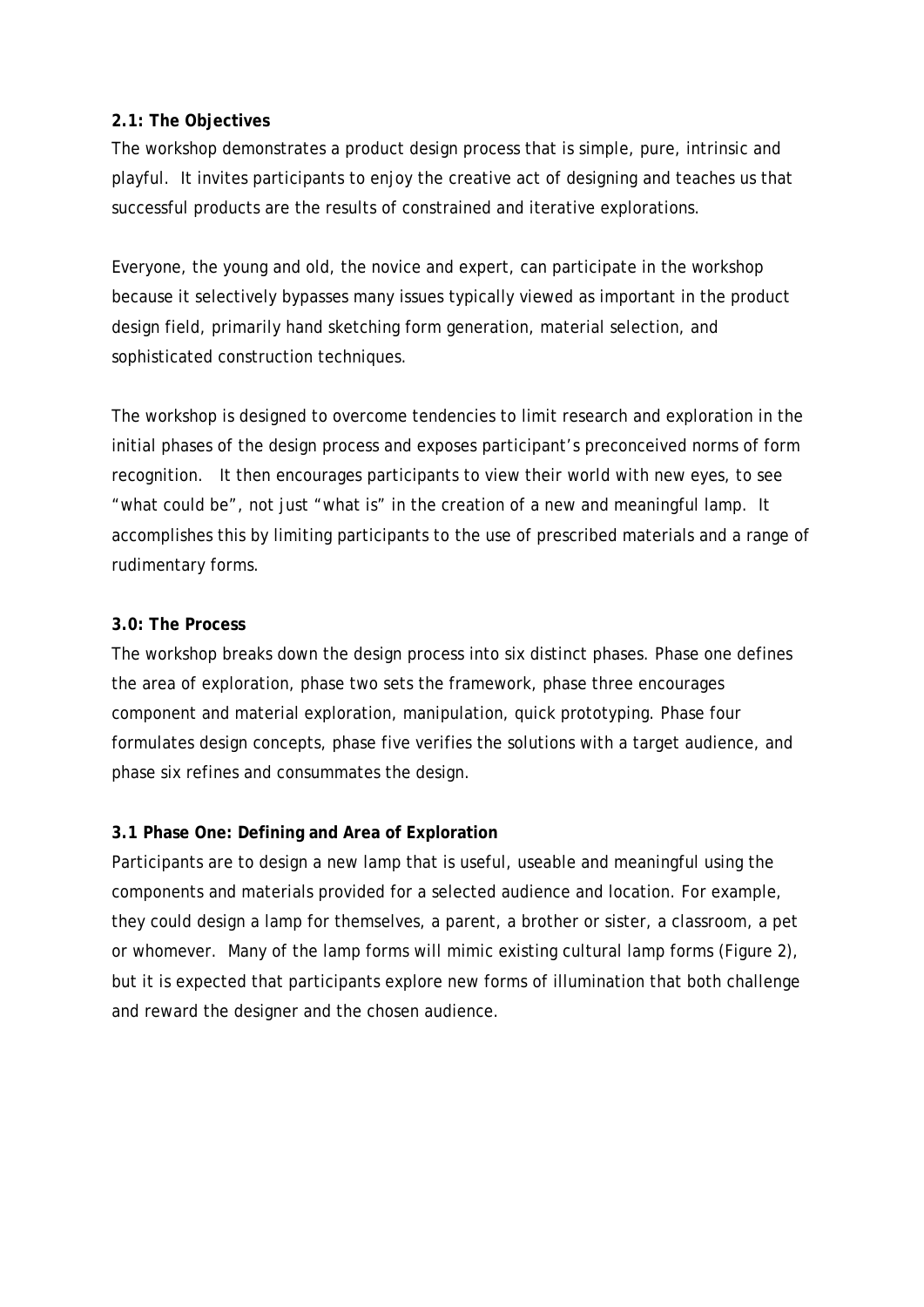### 2.1: The Objectives

The workshop demonstrates a product design process that is simple, pure, intrinsic and playful. It invites participants to enjoy the creative act of designing and teaches us that successful products are the results of constrained and iterative explorations.

Everyone, the young and old, the novice and expert, can participate in the workshop because it selectively bypasses many issues typically viewed as important in the product design field, primarily hand sketching form generation, material selection, and sophisticated construction techniques.

The workshop is designed to overcome tendencies to limit research and exploration in the initial phases of the design process and exposes participant's preconceived norms of form recognition. It then encourages participants to view their world with new eyes, to see "what could be", not just "what is" in the creation of a new and meaningful lamp. It accomplishes this by limiting participants to the use of prescribed materials and a range of rudimentary forms.

### 3.0: The Process

The workshop breaks down the design process into six distinct phases. Phase one defines the area of exploration, phase two sets the framework, phase three encourages component and material exploration, manipulation, quick prototyping. Phase four formulates design concepts, phase five verifies the solutions with a target audience, and phase six refines and consummates the design.

### 3.1 Phase One: Defining and Area of Exploration

Participants are to design a new lamp that is useful, useable and meaningful using the components and materials provided for a selected audience and location. For example, they could design a lamp for themselves, a parent, a brother or sister, a classroom, a pet or whomever. Many of the lamp forms will mimic existing cultural lamp forms (Figure 2), but it is expected that participants explore new forms of illumination that both challenge and reward the designer and the chosen audience.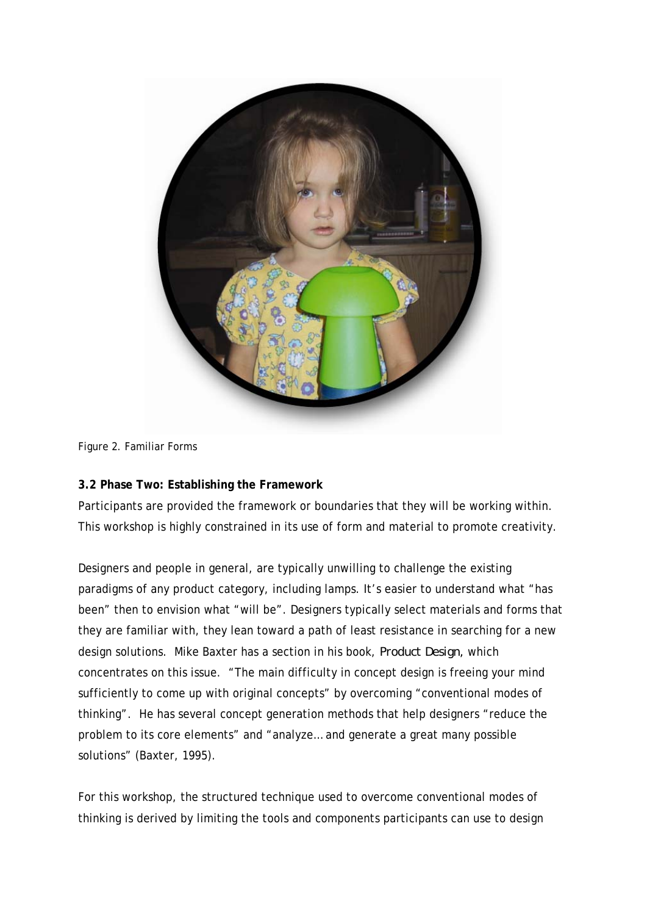Figure 2. Familiar Forms

**3.2 Phase Two: Establishing the Framework**

Participants are provided the framework or boundaries that they will be working within. This workshop is highly constrained in its use of form and material to promote creativity.

Designers and people in general, are typically unwilling to challenge the existing paradigms of any product category, including lamps. It's easier to understand what "has been" then to envision what "will be". Designers typically select materials and forms that they are familiar with, they lean toward a path of least resistance in searching for a new design solutions. Mike Baxter has a section in his book, *Product Design*, which concentrates on this issue. "The main difficulty in concept design is freeing your mind sufficiently to come up with original concepts" by overcoming "conventional modes of thinking". He has several concept generation methods that help designers "reduce the problem to its core elements" and "analyze… and generate a great many possible solutions" (Baxter, 1995).

For this workshop, the structured technique used to overcome conventional modes of thinking is derived by limiting the tools and components participants can use to design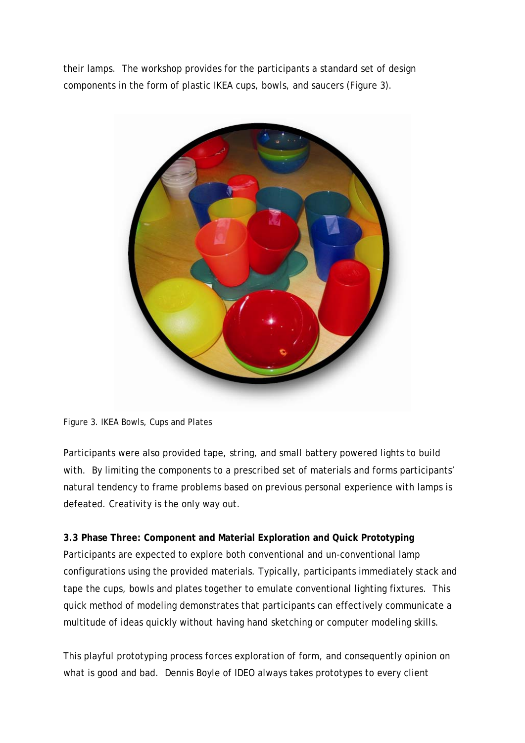their lamps. The workshop provides for the participants a standard set of design components in the form of plastic IKEA cups, bowls, and saucers (Figure 3).

Figure 3. IKEA Bowls, Cups and Plates

Participants were also provided tape, string, and small battery powered lights to build with. By limiting the components to a prescribed set of materials and forms participants' natural tendency to frame problems based on previous personal experience with lamps is defeated. Creativity is the only way out.

**3.3 Phase Three: Component and Material Exploration and Quick Prototyping**

Participants are expected to explore both conventional and un-conventional lamp configurations using the provided materials. Typically, participants immediately stack and tape the cups, bowls and plates together to emulate conventional lighting fixtures. This quick method of modeling demonstrates that participants can effectively communicate a multitude of ideas quickly without having hand sketching or computer modeling skills.

This playful prototyping process forces exploration of form, and consequently opinion on what is good and bad. Dennis Boyle of IDEO always takes prototypes to every client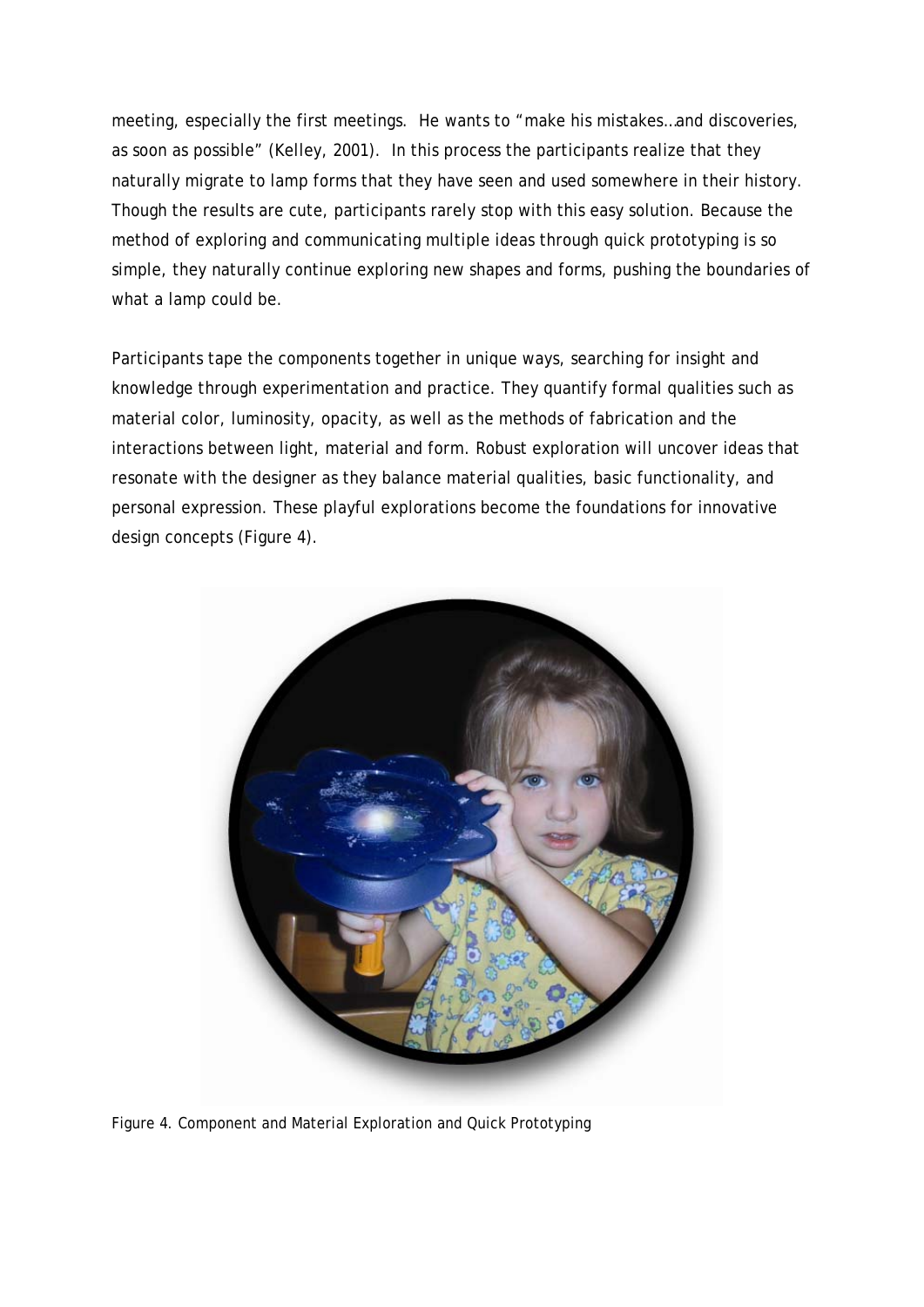meeting, especially the first meetings. He wants to "make his mistakes…and discoveries, as soon as possible" (Kelley, 2001). In this process the participants realize that they naturally migrate to lamp forms that they have seen and used somewhere in their history. Though the results are cute, participants rarely stop with this easy solution. Because the method of exploring and communicating multiple ideas through quick prototyping is so simple, they naturally continue exploring new shapes and forms, pushing the boundaries of what a lamp could be.

Participants tape the components together in unique ways, searching for insight and knowledge through experimentation and practice. They quantify formal qualities such as material color, luminosity, opacity, as well as the methods of fabrication and the interactions between light, material and form. Robust exploration will uncover ideas that resonate with the designer as they balance material qualities, basic functionality, and personal expression. These playful explorations become the foundations for innovative design concepts (Figure 4).

Figure 4. Component and Material Exploration and Quick Prototyping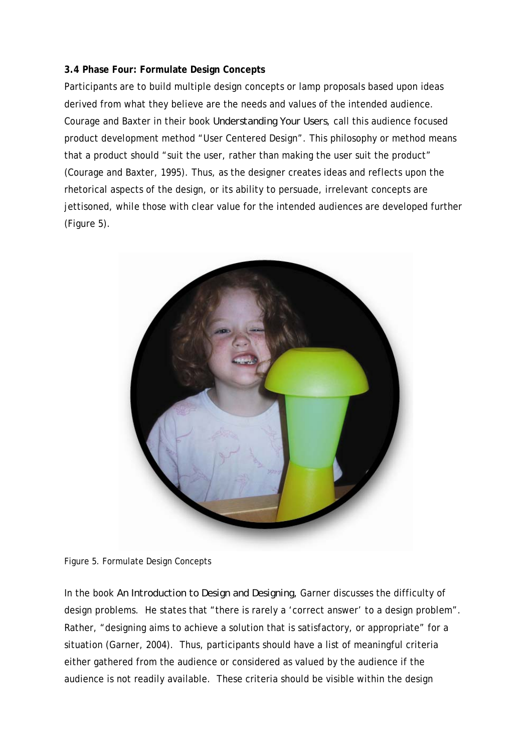**3.4 Phase Four: Formulate Design Concepts**

Participants are to build multiple design concepts or lamp proposals based upon ideas derived from what they believe are the needs and values of the intended audience. Courage and Baxter in their book *Understanding Your Users*, call this audience focused product development method "User Centered Design". This philosophy or method means that a product should "suit the user, rather than making the user suit the product" (Courage and Baxter, 1995). Thus, as the designer creates ideas and reflects upon the rhetorical aspects of the design, or its ability to persuade, irrelevant concepts are jettisoned, while those with clear value for the intended audiences are developed further (Figure 5).

Figure 5. Formulate Design Concepts

In the book *An Introduction to Design and Designing*, Garner discusses the difficulty of design problems. He states that "there is rarely a 'correct answer' to a design problem". Rather, "designing aims to achieve a solution that is satisfactory, or appropriate" for a situation (Garner, 2004). Thus, participants should have a list of meaningful criteria either gathered from the audience or considered as valued by the audience if the audience is not readily available. These criteria should be visible within the design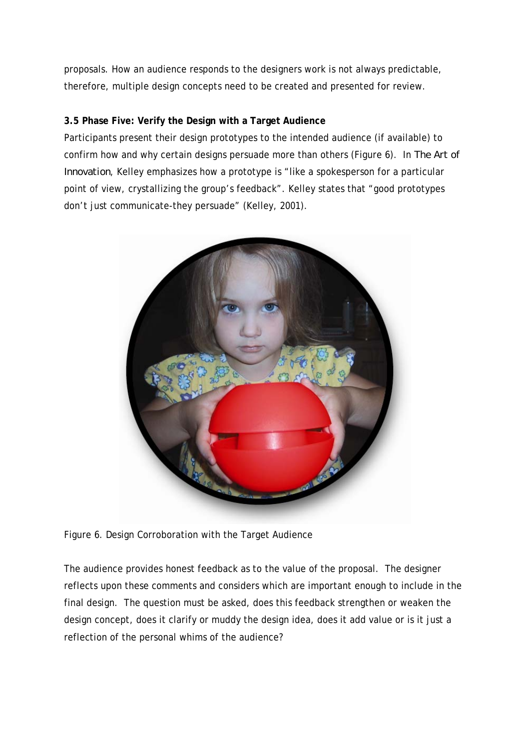proposals. How an audience responds to the designers work is not always predictable, therefore, multiple design concepts need to be created and presented for review.

### 3.5 Phase Five: Verify the Design with a Target Audience

Participants present their design prototypes to the intended audience (if available) to confirm how and why certain designs persuade more than others (Figure 6). In *The Art of Innovation*, Kelley emphasizes how a prototype is "like a spokesperson for a particular point of view, crystallizing the group's feedback". Kelley states that "good prototypes don't just communicate-they persuade" (Kelley, 2001).

Figure 6. Design Corroboration with the Target Audience

The audience provides honest feedback as to the value of the proposal. The designer reflects upon these comments and considers which are important enough to include in the final design. The question must be asked, does this feedback strengthen or weaken the design concept, does it clarify or muddy the design idea, does it add value or is it just a reflection of the personal whims of the audience?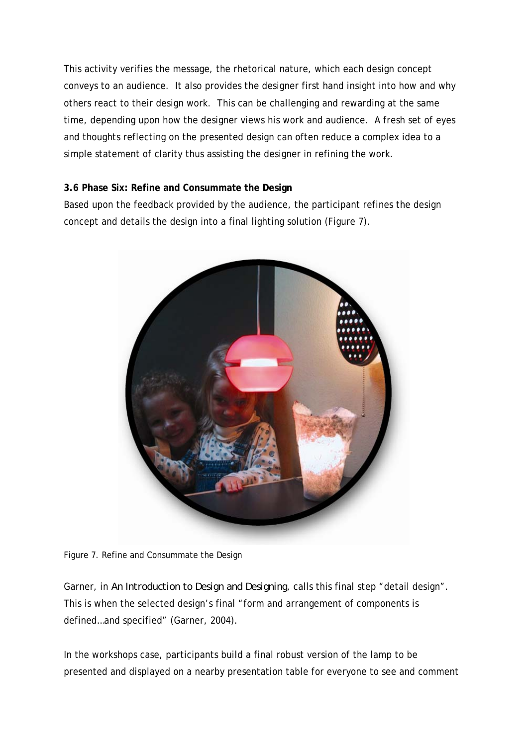This activity verifies the message, the rhetorical nature, which each design concept conveys to an audience. It also provides the designer first hand insight into how and why others react to their design work. This can be challenging and rewarding at the same time, depending upon how the designer views his work and audience. A fresh set of eyes and thoughts reflecting on the presented design can often reduce a complex idea to a simple statement of clarity thus assisting the designer in refining the work.

**3.6 Phase Six: Refine and Consummate the Design**

Based upon the feedback provided by the audience, the participant refines the design concept and details the design into a final lighting solution (Figure 7).

Figure 7. Refine and Consummate the Design

Garner, in *An Introduction to Design and Designing*, calls this final step "detail design". This is when the selected design's final "form and arrangement of components is defined…and specified" (Garner, 2004).

In the workshops case, participants build a final robust version of the lamp to be presented and displayed on a nearby presentation table for everyone to see and comment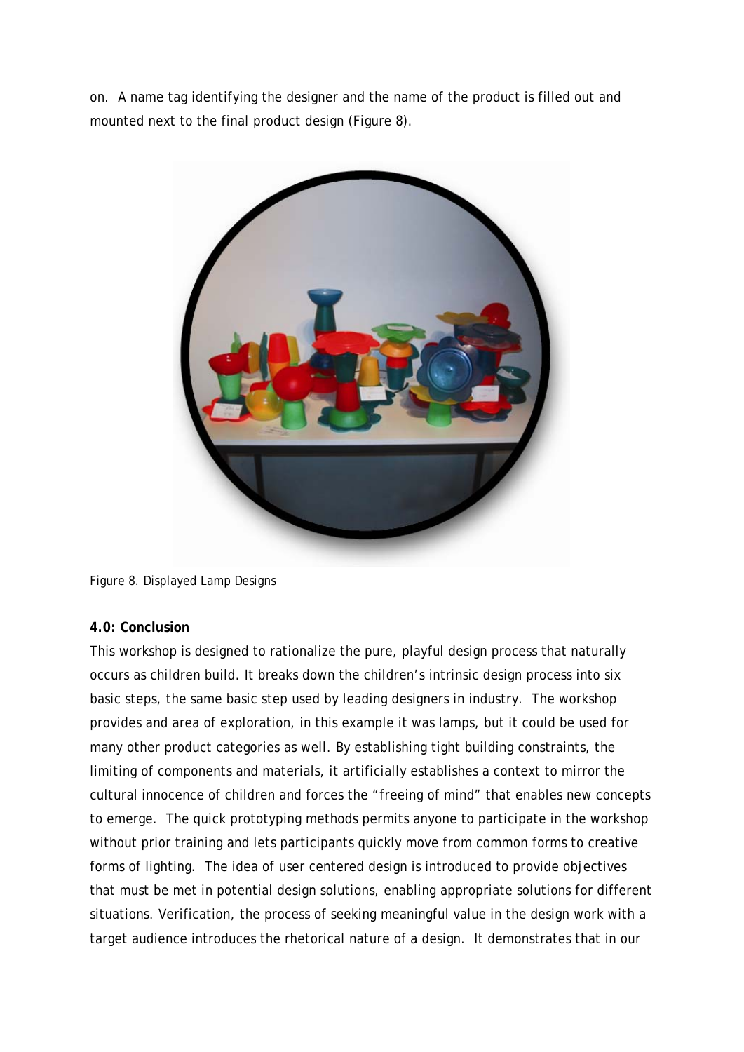on. A name tag identifying the designer and the name of the product is filled out and mounted next to the final product design (Figure 8).

Figure 8. Displayed Lamp Designs

**4.0: Conclusion**

This workshop is designed to rationalize the pure, playful design process that naturally occurs as children build. It breaks down the children's intrinsic design process into six basic steps, the same basic step used by leading designers in industry. The workshop provides and area of exploration, in this example it was lamps, but it could be used for many other product categories as well. By establishing tight building constraints, the limiting of components and materials, it artificially establishes a context to mirror the cultural innocence of children and forces the "freeing of mind" that enables new concepts to emerge. The quick prototyping methods permits anyone to participate in the workshop without prior training and lets participants quickly move from common forms to creative forms of lighting. The idea of user centered design is introduced to provide objectives that must be met in potential design solutions, enabling appropriate solutions for different situations. Verification, the process of seeking meaningful value in the design work with a target audience introduces the rhetorical nature of a design. It demonstrates that in our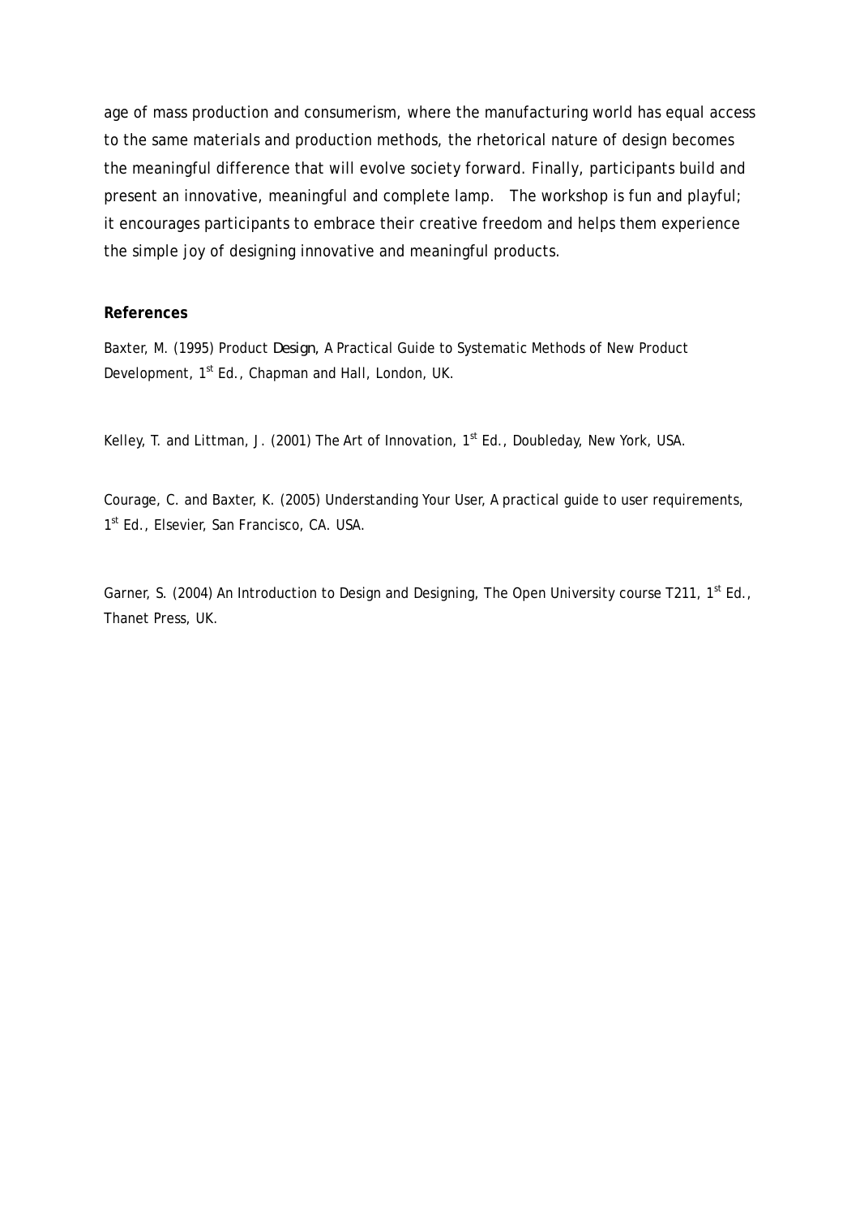age of mass production and consumerism, where the manufacturing world has equal access to the same materials and production methods, the rhetorical nature of design becomes the meaningful difference that will evolve society forward. Finally, participants build and present an innovative, meaningful and complete lamp. The workshop is fun and playful; it encourages participants to embrace their creative freedom and helps them experience the simple joy of designing innovative and meaningful products.

**References**

Baxter, M. (1995) Product Design, A Practical Guide to Systematic Methods of New Product Development, 1st Ed., Chapman and Hall, London, UK.

Kelley, T. and Littman, J. (2001) The Art of Innovation, 1st Ed., Doubleday, New York, USA.

Courage, C. and Baxter, K. (2005) Understanding Your User, A practical guide to user requirements, 1st Ed., Elsevier, San Francisco, CA. USA.

Garner, S. (2004) An Introduction to Design and Designing, The Open University course T211, 1st Ed., Thanet Press, UK.